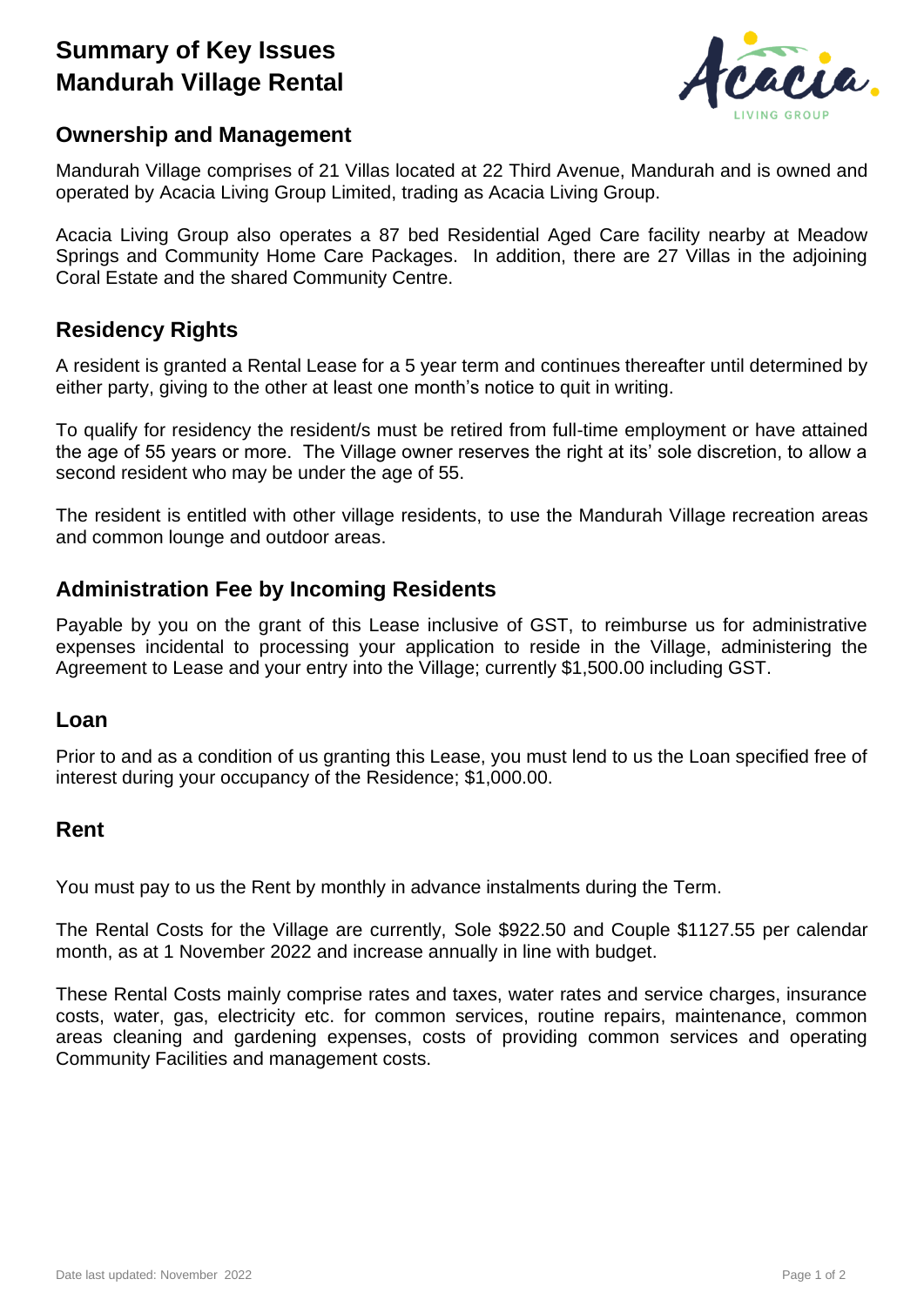# Summary of Key Issues
# Mandurah Village Rental

## Ownership and Management

Mandurah Village comprises of 21 Villas located at 22 Third Avenue, Mandurah and is owned and operated by Acacia Living Group Limited, trading as Acacia Living Group.

Acacia Living Group also operates a 87 bed Residential Aged Care facility nearby at Meadow Springs and Community Home Care Packages. In addition, there are 27 Villas in the adjoining Coral Estate and the shared Community Centre.

## Residency Rights

A resident is granted a Rental Lease for a 5 year term and continues thereafter until determined by either party, giving to the other at least one month's notice to quit in writing.

To qualify for residency the resident/s must be retired from full-time employment or have attained the age of 55 years or more. The Village owner reserves the right at its' sole discretion, to allow a second resident who may be under the age of 55.

The resident is entitled with other village residents, to use the Mandurah Village recreation areas and common lounge and outdoor areas.

## Administration Fee by Incoming Residents

Payable by you on the grant of this Lease inclusive of GST, to reimburse us for administrative expenses incidental to processing your application to reside in the Village, administering the Agreement to Lease and your entry into the Village; currently $1,500.00 including GST.

## Loan

Prior to and as a condition of us granting this Lease, you must lend to us the Loan specified free of interest during your occupancy of the Residence; $1,000.00.

## Rent

You must pay to us the Rent by monthly in advance instalments during the Term.

The Rental Costs for the Village are currently, Sole $922.50 and Couple $1127.55 per calendar month, as at 1 November 2022 and increase annually in line with budget.

These Rental Costs mainly comprise rates and taxes, water rates and service charges, insurance costs, water, gas, electricity etc. for common services, routine repairs, maintenance, common areas cleaning and gardening expenses, costs of providing common services and operating Community Facilities and management costs.

Date last updated: November 2022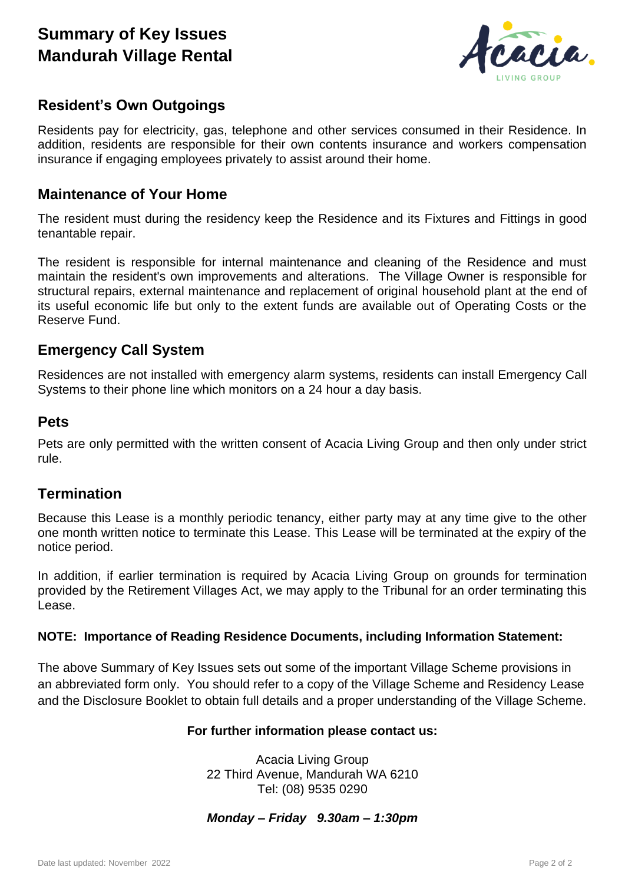# Summary of Key Issues
# Mandurah Village Rental

## Resident's Own Outgoings

Residents pay for electricity, gas, telephone and other services consumed in their Residence. In addition, residents are responsible for their own contents insurance and workers compensation insurance if engaging employees privately to assist around their home.

## Maintenance of Your Home

The resident must during the residency keep the Residence and its Fixtures and Fittings in good tenantable repair.

The resident is responsible for internal maintenance and cleaning of the Residence and must maintain the resident's own improvements and alterations. The Village Owner is responsible for structural repairs, external maintenance and replacement of original household plant at the end of its useful economic life but only to the extent funds are available out of Operating Costs or the Reserve Fund.

## Emergency Call System

Residences are not installed with emergency alarm systems, residents can install Emergency Call Systems to their phone line which monitors on a 24 hour a day basis.

## Pets

Pets are only permitted with the written consent of Acacia Living Group and then only under strict rule.

## Termination

Because this Lease is a monthly periodic tenancy, either party may at any time give to the other one month written notice to terminate this Lease. This Lease will be terminated at the expiry of the notice period.

In addition, if earlier termination is required by Acacia Living Group on grounds for termination provided by the Retirement Villages Act, we may apply to the Tribunal for an order terminating this Lease.

**NOTE: Importance of Reading Residence Documents, including Information Statement:**

The above Summary of Key Issues sets out some of the important Village Scheme provisions in an abbreviated form only. You should refer to a copy of the Village Scheme and Residency Lease and the Disclosure Booklet to obtain full details and a proper understanding of the Village Scheme.

**For further information please contact us:**

Acacia Living Group
22 Third Avenue, Mandurah WA 6210
Tel: (08) 9535 0290

***Monday – Friday 9.30am – 1:30pm***

Date last updated: November 2022